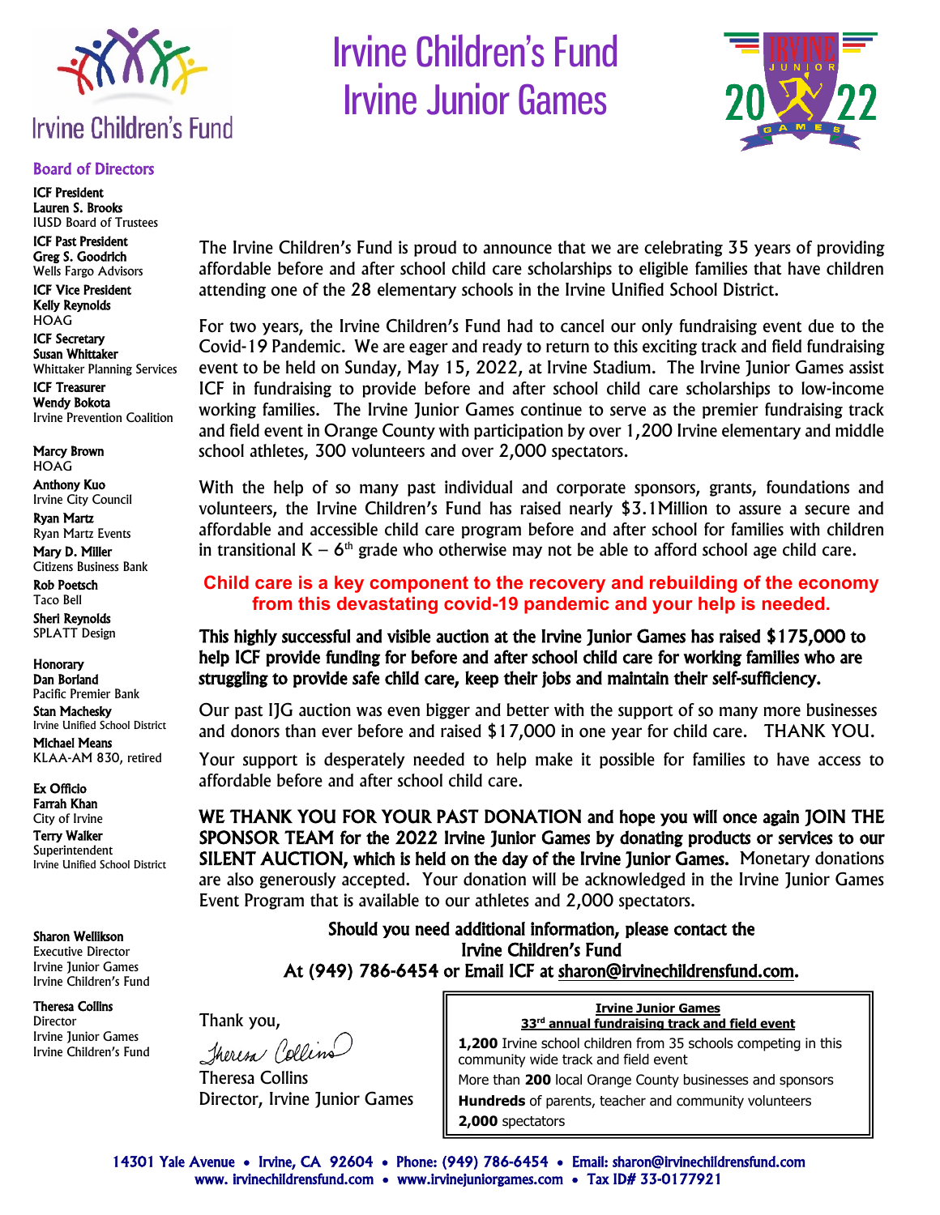# Irvine Children's Fund
# Irvine Junior Games

Irvine Children's Fund

**Board of Directors**

**ICF President**
**Lauren S. Brooks**
IUSD Board of Trustees

**ICF Past President**
**Greg S. Goodrich**
Wells Fargo Advisors

**ICF Vice President**
**Kelly Reynolds**
HOAG

**ICF Secretary**
**Susan Whittaker**
Whittaker Planning Services

**ICF Treasurer**
**Wendy Bokota**
Irvine Prevention Coalition

**Marcy Brown**
HOAG

**Anthony Kuo**
Irvine City Council

**Ryan Martz**
Ryan Martz Events

**Mary D. Miller**
Citizens Business Bank

**Rob Poetsch**
Taco Bell

**Sheri Reynolds**
SPLATT Design

**Honorary**
**Dan Borland**
Pacific Premier Bank

**Stan Machesky**
Irvine Unified School District

**Michael Means**
KLAA-AM 830, retired

**Ex Officio**
**Farrah Khan**
City of Irvine

**Terry Walker**
Superintendent
Irvine Unified School District

**Sharon Wellikson**
Executive Director
Irvine Junior Games
Irvine Children's Fund

**Theresa Collins**
Director
Irvine Junior Games
Irvine Children's Fund

The Irvine Children's Fund is proud to announce that we are celebrating 35 years of providing affordable before and after school child care scholarships to eligible families that have children attending one of the 28 elementary schools in the Irvine Unified School District.

For two years, the Irvine Children's Fund had to cancel our only fundraising event due to the Covid-19 Pandemic. We are eager and ready to return to this exciting track and field fundraising event to be held on Sunday, May 15, 2022, at Irvine Stadium. The Irvine Junior Games assist ICF in fundraising to provide before and after school child care scholarships to low-income working families. The Irvine Junior Games continue to serve as the premier fundraising track and field event in Orange County with participation by over 1,200 Irvine elementary and middle school athletes, 300 volunteers and over 2,000 spectators.

With the help of so many past individual and corporate sponsors, grants, foundations and volunteers, the Irvine Children's Fund has raised nearly $3.1Million to assure a secure and affordable and accessible child care program before and after school for families with children in transitional K – 6th grade who otherwise may not be able to afford school age child care.

**Child care is a key component to the recovery and rebuilding of the economy from this devastating covid-19 pandemic and your help is needed.**

**This highly successful and visible auction at the Irvine Junior Games has raised $175,000 to help ICF provide funding for before and after school child care for working families who are struggling to provide safe child care, keep their jobs and maintain their self-sufficiency.**

Our past IJG auction was even bigger and better with the support of so many more businesses and donors than ever before and raised $17,000 in one year for child care. THANK YOU.

Your support is desperately needed to help make it possible for families to have access to affordable before and after school child care.

**WE THANK YOU FOR YOUR PAST DONATION and hope you will once again JOIN THE SPONSOR TEAM for the 2022 Irvine Junior Games by donating products or services to our SILENT AUCTION, which is held on the day of the Irvine Junior Games.** Monetary donations are also generously accepted. Your donation will be acknowledged in the Irvine Junior Games Event Program that is available to our athletes and 2,000 spectators.

**Should you need additional information, please contact the Irvine Children's Fund At (949) 786-6454 or Email ICF at sharon@irvinechildrensfund.com.**

Thank you,

*Theresa Collins*

Theresa Collins
Director, Irvine Junior Games

**Irvine Junior Games**
**33rd annual fundraising track and field event**

**1,200** Irvine school children from 35 schools competing in this community wide track and field event

More than **200** local Orange County businesses and sponsors

**Hundreds** of parents, teacher and community volunteers

**2,000** spectators

14301 Yale Avenue • Irvine, CA 92604 • Phone: (949) 786-6454 • Email: sharon@irvinechildrensfund.com
www. irvinechildrensfund.com • www.irvinejuniorgames.com • Tax ID# 33-0177921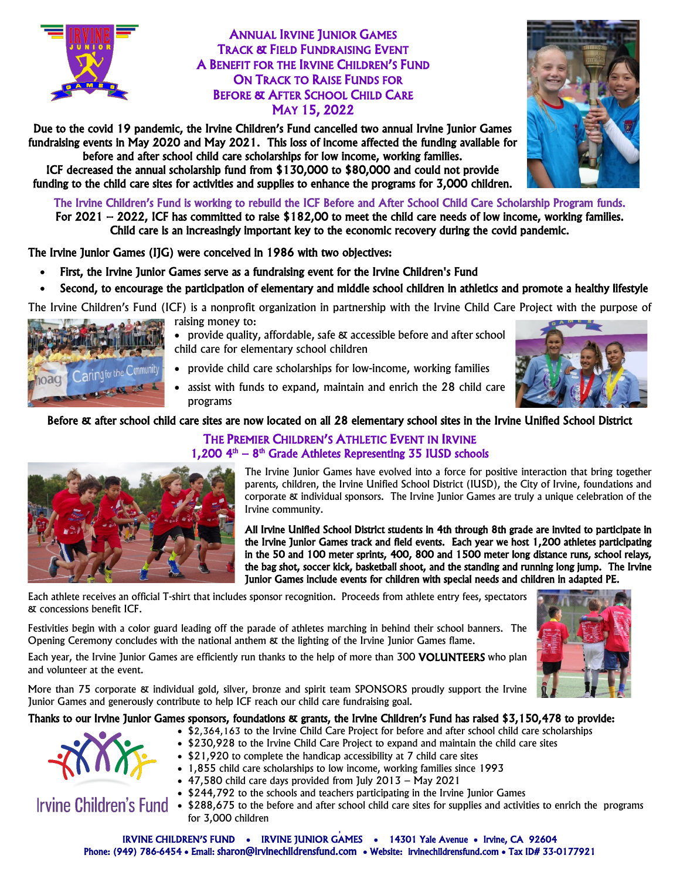# Annual Irvine Junior Games
## Track & Field Fundraising Event
## A Benefit for the Irvine Children's Fund
## On Track to Raise Funds for
## Before & After School Child Care
## May 15, 2022

**Due to the covid 19 pandemic, the Irvine Children's Fund cancelled two annual Irvine Junior Games fundraising events in May 2020 and May 2021. This loss of income affected the funding available for before and after school child care scholarships for low income, working families. ICF decreased the annual scholarship fund from $130,000 to $80,000 and could not provide funding to the child care sites for activities and supplies to enhance the programs for 3,000 children.**

**The Irvine Children's Fund is working to rebuild the ICF Before and After School Child Care Scholarship Program funds. For 2021 – 2022, ICF has committed to raise $182,00 to meet the child care needs of low income, working families. Child care is an increasingly important key to the economic recovery during the covid pandemic.**

**The Irvine Junior Games (IJG) were conceived in 1986 with two objectives:**

- **First, the Irvine Junior Games serve as a fundraising event for the Irvine Children's Fund**
- **Second, to encourage the participation of elementary and middle school children in athletics and promote a healthy lifestyle**

The Irvine Children's Fund (ICF) is a nonprofit organization in partnership with the Irvine Child Care Project with the purpose of raising money to:

- provide quality, affordable, safe & accessible before and after school child care for elementary school children
- provide child care scholarships for low-income, working families
- assist with funds to expand, maintain and enrich the 28 child care programs

**Before & after school child care sites are now located on all 28 elementary school sites in the Irvine Unified School District**

## The Premier Children's Athletic Event in Irvine
### 1,200 4th – 8th Grade Athletes Representing 35 IUSD schools

The Irvine Junior Games have evolved into a force for positive interaction that bring together parents, children, the Irvine Unified School District (IUSD), the City of Irvine, foundations and corporate & individual sponsors. The Irvine Junior Games are truly a unique celebration of the Irvine community.

**All Irvine Unified School District students in 4th through 8th grade are invited to participate in the Irvine Junior Games track and field events. Each year we host 1,200 athletes participating in the 50 and 100 meter sprints, 400, 800 and 1500 meter long distance runs, school relays, the bag shot, soccer kick, basketball shoot, and the standing and running long jump. The Irvine Junior Games include events for children with special needs and children in adapted PE.**

Each athlete receives an official T-shirt that includes sponsor recognition. Proceeds from athlete entry fees, spectators & concessions benefit ICF.

Festivities begin with a color guard leading off the parade of athletes marching in behind their school banners. The Opening Ceremony concludes with the national anthem & the lighting of the Irvine Junior Games flame.

Each year, the Irvine Junior Games are efficiently run thanks to the help of more than 300 **VOLUNTEERS** who plan and volunteer at the event.

More than 75 corporate & individual gold, silver, bronze and spirit team SPONSORS proudly support the Irvine Junior Games and generously contribute to help ICF reach our child care fundraising goal.

**Thanks to our Irvine Junior Games sponsors, foundations & grants, the Irvine Children's Fund has raised $3,150,478 to provide:**

- $2,364,163 to the Irvine Child Care Project for before and after school child care scholarships
- $230,928 to the Irvine Child Care Project to expand and maintain the child care sites
- $21,920 to complete the handicap accessibility at 7 child care sites
- 1,855 child care scholarships to low income, working families since 1993
- 47,580 child care days provided from July 2013 – May 2021
- $244,792 to the schools and teachers participating in the Irvine Junior Games
- $288,675 to the before and after school child care sites for supplies and activities to enrich the programs for 3,000 children

Irvine Children's Fund

**IRVINE CHILDREN'S FUND • IRVINE JUNIOR GAMES • 14301 Yale Avenue • Irvine, CA 92604**
**Phone: (949) 786-6454 • Email: sharon@irvinechildrensfund.com • Website: irvinechildrensfund.com • Tax ID# 33-0177921**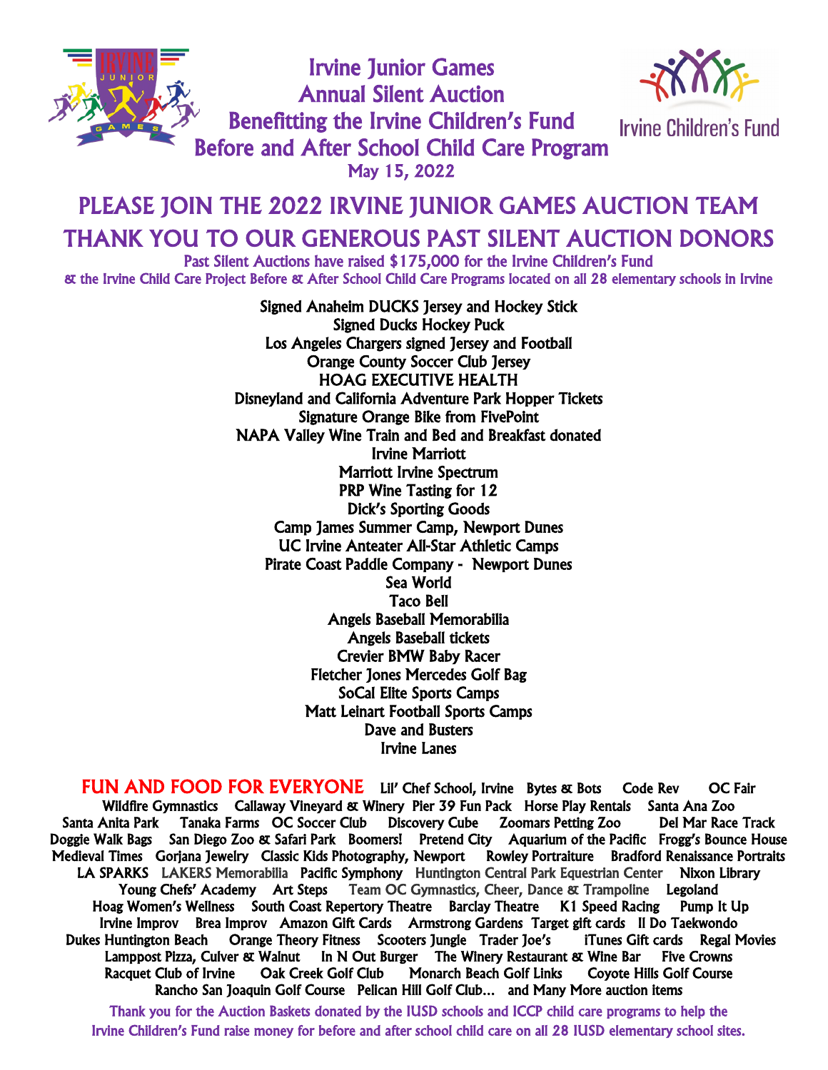# Irvine Junior Games
# Annual Silent Auction
## Benefitting the Irvine Children's Fund
## Before and After School Child Care Program
May 15, 2022

Irvine Children's Fund

## PLEASE JOIN THE 2022 IRVINE JUNIOR GAMES AUCTION TEAM
## THANK YOU TO OUR GENEROUS PAST SILENT AUCTION DONORS

Past Silent Auctions have raised $175,000 for the Irvine Children's Fund
& the Irvine Child Care Project Before & After School Child Care Programs located on all 28 elementary schools in Irvine

Signed Anaheim DUCKS Jersey and Hockey Stick
Signed Ducks Hockey Puck
Los Angeles Chargers signed Jersey and Football
Orange County Soccer Club Jersey
HOAG EXECUTIVE HEALTH
Disneyland and California Adventure Park Hopper Tickets
Signature Orange Bike from FivePoint
NAPA Valley Wine Train and Bed and Breakfast donated
Irvine Marriott
Marriott Irvine Spectrum
PRP Wine Tasting for 12
Dick's Sporting Goods
Camp James Summer Camp, Newport Dunes
UC Irvine Anteater All-Star Athletic Camps
Pirate Coast Paddle Company - Newport Dunes
Sea World
Taco Bell
Angels Baseball Memorabilia
Angels Baseball tickets
Crevier BMW Baby Racer
Fletcher Jones Mercedes Golf Bag
SoCal Elite Sports Camps
Matt Leinart Football Sports Camps
Dave and Busters
Irvine Lanes

**FUN AND FOOD FOR EVERYONE** Lil' Chef School, Irvine Bytes & Bots Code Rev OC Fair Wildfire Gymnastics Callaway Vineyard & Winery Pier 39 Fun Pack Horse Play Rentals Santa Ana Zoo Santa Anita Park Tanaka Farms OC Soccer Club Discovery Cube Zoomars Petting Zoo Del Mar Race Track Doggie Walk Bags San Diego Zoo & Safari Park Boomers! Pretend City Aquarium of the Pacific Frogg's Bounce House Medieval Times Gorjana Jewelry Classic Kids Photography, Newport Rowley Portraiture Bradford Renaissance Portraits LA SPARKS LAKERS Memorabilia Pacific Symphony Huntington Central Park Equestrian Center Nixon Library Young Chefs' Academy Art Steps Team OC Gymnastics, Cheer, Dance & Trampoline Legoland Hoag Women's Wellness South Coast Repertory Theatre Barclay Theatre K1 Speed Racing Pump It Up Irvine Improv Brea Improv Amazon Gift Cards Armstrong Gardens Target gift cards Il Do Taekwondo Dukes Huntington Beach Orange Theory Fitness Scooters Jungle Trader Joe's iTunes Gift cards Regal Movies Lamppost Pizza, Culver & Walnut In N Out Burger The Winery Restaurant & Wine Bar Five Crowns Racquet Club of Irvine Oak Creek Golf Club Monarch Beach Golf Links Coyote Hills Golf Course Rancho San Joaquin Golf Course Pelican Hill Golf Club… and Many More auction items

Thank you for the Auction Baskets donated by the IUSD schools and ICCP child care programs to help the Irvine Children's Fund raise money for before and after school child care on all 28 IUSD elementary school sites.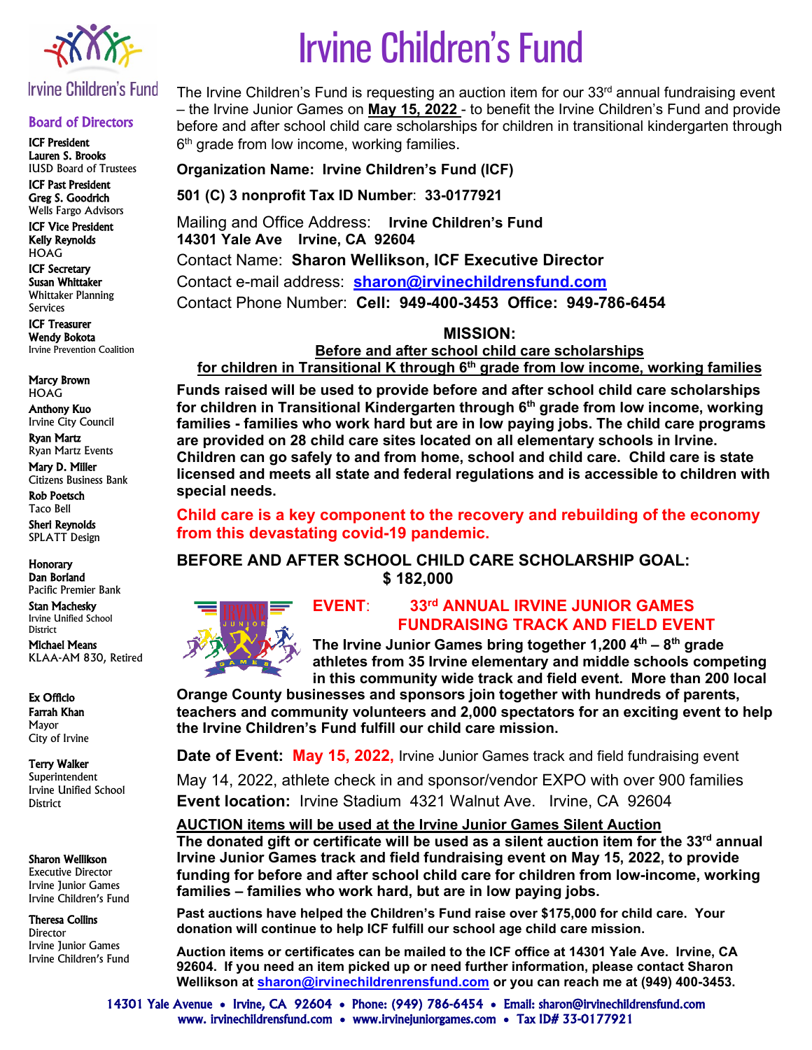# Irvine Children's Fund

Irvine Children's Fund

### Board of Directors

**ICF President**
**Lauren S. Brooks**
IUSD Board of Trustees

**ICF Past President**
**Greg S. Goodrich**
Wells Fargo Advisors

**ICF Vice President**
**Kelly Reynolds**
HOAG

**ICF Secretary**
**Susan Whittaker**
Whittaker Planning Services

**ICF Treasurer**
**Wendy Bokota**
Irvine Prevention Coalition

**Marcy Brown**
HOAG

**Anthony Kuo**
Irvine City Council

**Ryan Martz**
Ryan Martz Events

**Mary D. Miller**
Citizens Business Bank

**Rob Poetsch**
Taco Bell

**Sheri Reynolds**
SPLATT Design

**Honorary**
**Dan Borland**
Pacific Premier Bank

**Stan Machesky**
Irvine Unified School District

**Michael Means**
KLAA-AM 830, Retired

**Ex Officio**
**Farrah Khan**
Mayor
City of Irvine

**Terry Walker**
Superintendent
Irvine Unified School District

**Sharon Wellikson**
Executive Director
Irvine Junior Games
Irvine Children's Fund

**Theresa Collins**
Director
Irvine Junior Games
Irvine Children's Fund

The Irvine Children's Fund is requesting an auction item for our 33rd annual fundraising event – the Irvine Junior Games on **May 15, 2022** - to benefit the Irvine Children's Fund and provide before and after school child care scholarships for children in transitional kindergarten through 6th grade from low income, working families.

**Organization Name: Irvine Children's Fund (ICF)**

**501 (C) 3 nonprofit Tax ID Number**: **33-0177921**

Mailing and Office Address: **Irvine Children's Fund**
**14301 Yale Ave Irvine, CA 92604**
Contact Name: **Sharon Wellikson, ICF Executive Director**
Contact e-mail address: **sharon@irvinechildrensfund.com**
Contact Phone Number: **Cell: 949-400-3453 Office: 949-786-6454**

## MISSION:

**Before and after school child care scholarships**
**for children in Transitional K through 6th grade from low income, working families**

**Funds raised will be used to provide before and after school child care scholarships for children in Transitional Kindergarten through 6th grade from low income, working families - families who work hard but are in low paying jobs. The child care programs are provided on 28 child care sites located on all elementary schools in Irvine. Children can go safely to and from home, school and child care. Child care is state licensed and meets all state and federal regulations and is accessible to children with special needs.**

**Child care is a key component to the recovery and rebuilding of the economy from this devastating covid-19 pandemic.**

**BEFORE AND AFTER SCHOOL CHILD CARE SCHOLARSHIP GOAL: $ 182,000**

**EVENT: 33rd ANNUAL IRVINE JUNIOR GAMES FUNDRAISING TRACK AND FIELD EVENT**

**The Irvine Junior Games bring together 1,200 4th – 8th grade athletes from 35 Irvine elementary and middle schools competing in this community wide track and field event. More than 200 local Orange County businesses and sponsors join together with hundreds of parents, teachers and community volunteers and 2,000 spectators for an exciting event to help the Irvine Children's Fund fulfill our child care mission.**

**Date of Event: May 15, 2022,** Irvine Junior Games track and field fundraising event
May 14, 2022, athlete check in and sponsor/vendor EXPO with over 900 families
**Event location:** Irvine Stadium 4321 Walnut Ave. Irvine, CA 92604

**AUCTION items will be used at the Irvine Junior Games Silent Auction**
**The donated gift or certificate will be used as a silent auction item for the 33rd annual Irvine Junior Games track and field fundraising event on May 15, 2022, to provide funding for before and after school child care for children from low-income, working families – families who work hard, but are in low paying jobs.**

**Past auctions have helped the Children's Fund raise over $175,000 for child care. Your donation will continue to help ICF fulfill our school age child care mission.**

**Auction items or certificates can be mailed to the ICF office at 14301 Yale Ave. Irvine, CA 92604. If you need an item picked up or need further information, please contact Sharon Wellikson at sharon@irvinechildrenrensfund.com or you can reach me at (949) 400-3453.**

14301 Yale Avenue • Irvine, CA 92604 • Phone: (949) 786-6454 • Email: sharon@irvinechildrensfund.com
www. irvinechildrensfund.com • www.irvinejuniorgames.com • Tax ID# 33-0177921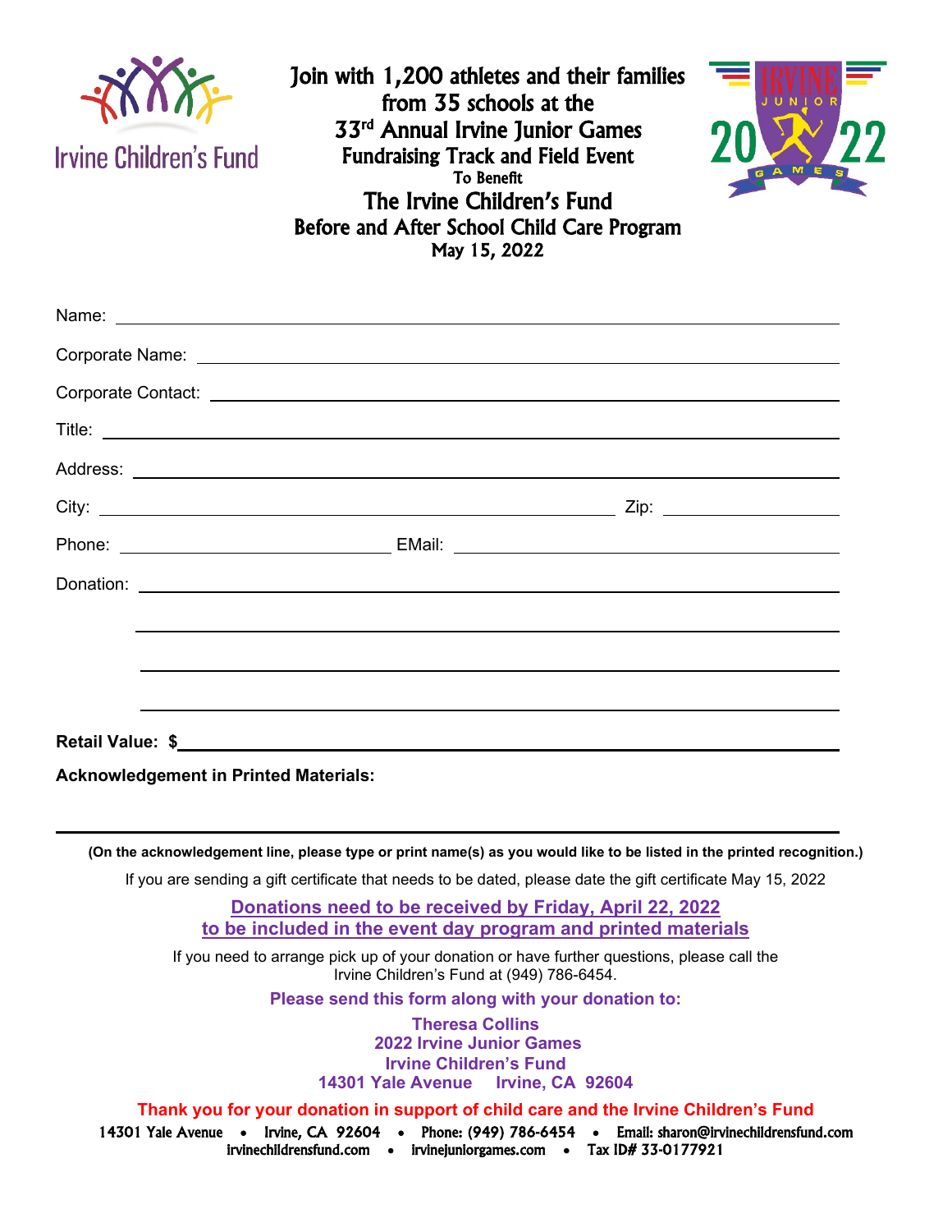Irvine Children's Fund

# Join with 1,200 athletes and their families from 35 schools at the 33rd Annual Irvine Junior Games

## Fundraising Track and Field Event

To Benefit

## The Irvine Children's Fund
## Before and After School Child Care Program

May 15, 2022

IRVINE JUNIOR 2022 GAMES

Name: ______________________________________________

Corporate Name: ______________________________________________

Corporate Contact: ______________________________________________

Title: ______________________________________________

Address: ______________________________________________

City: ______________________________ Zip: ______________

Phone: ______________________ EMail: ______________________

Donation: ______________________________________________

______________________________________________

______________________________________________

______________________________________________

**Retail Value: $**______________________________________________

**Acknowledgement in Printed Materials:**

______________________________________________

**(On the acknowledgement line, please type or print name(s) as you would like to be listed in the printed recognition.)**

If you are sending a gift certificate that needs to be dated, please date the gift certificate May 15, 2022

**Donations need to be received by Friday, April 22, 2022 to be included in the event day program and printed materials**

If you need to arrange pick up of your donation or have further questions, please call the Irvine Children's Fund at (949) 786-6454.

**Please send this form along with your donation to:**

**Theresa Collins**
**2022 Irvine Junior Games**
**Irvine Children's Fund**
**14301 Yale Avenue Irvine, CA 92604**

**Thank you for your donation in support of child care and the Irvine Children's Fund**

14301 Yale Avenue • Irvine, CA 92604 • Phone: (949) 786-6454 • Email: sharon@irvinechildrensfund.com
irvinechildrensfund.com • irvinejuniorgames.com • Tax ID# 33-0177921